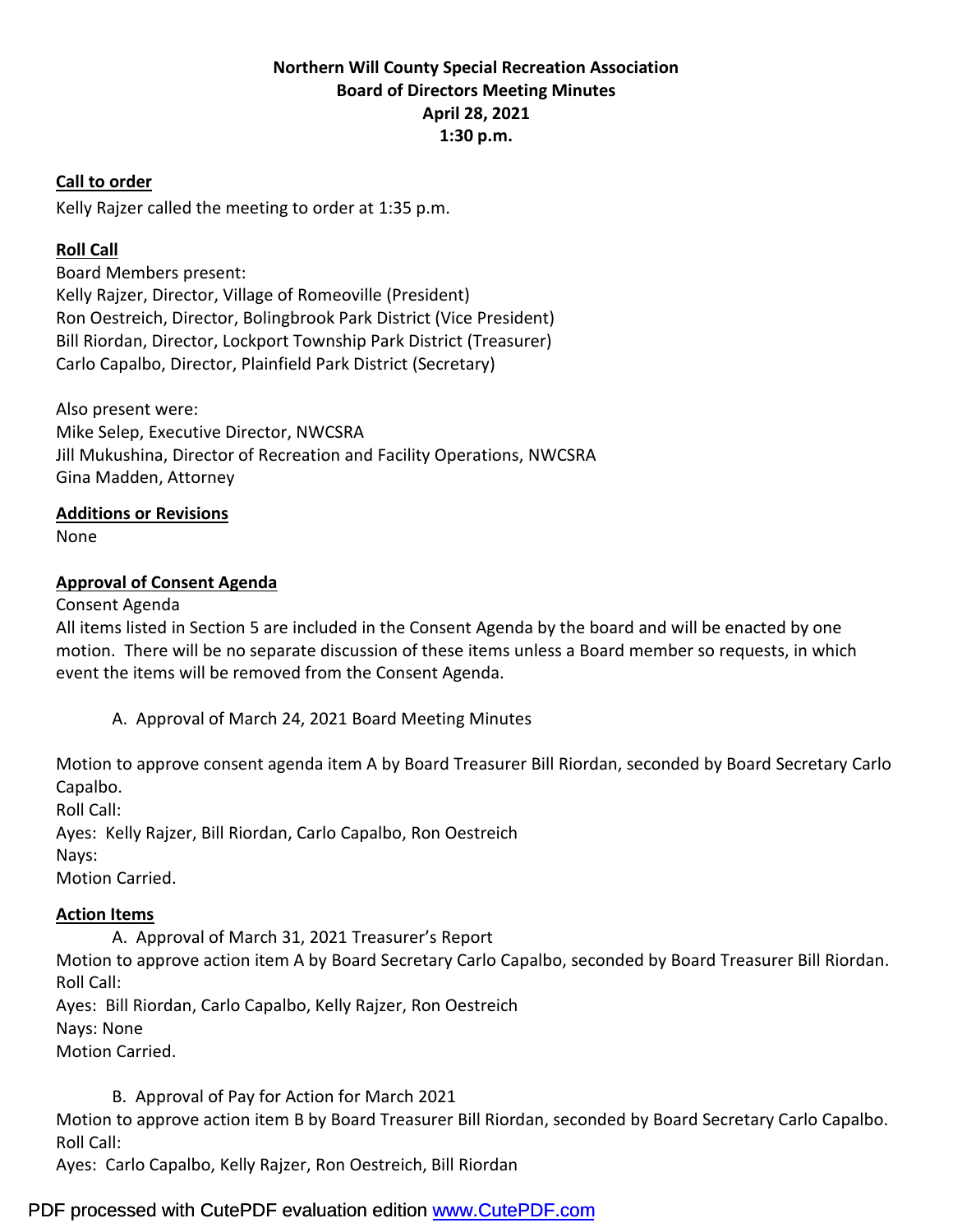**Northern Will County Special Recreation Association**
**Board of Directors Meeting Minutes**
**April 28, 2021**
**1:30 p.m.**

## Call to order

Kelly Rajzer called the meeting to order at 1:35 p.m.

## Roll Call

Board Members present:
Kelly Rajzer, Director, Village of Romeoville (President)
Ron Oestreich, Director, Bolingbrook Park District (Vice President)
Bill Riordan, Director, Lockport Township Park District (Treasurer)
Carlo Capalbo, Director, Plainfield Park District (Secretary)

Also present were:
Mike Selep, Executive Director, NWCSRA
Jill Mukushina, Director of Recreation and Facility Operations, NWCSRA
Gina Madden, Attorney

## Additions or Revisions

None

## Approval of Consent Agenda

Consent Agenda
All items listed in Section 5 are included in the Consent Agenda by the board and will be enacted by one motion. There will be no separate discussion of these items unless a Board member so requests, in which event the items will be removed from the Consent Agenda.

A. Approval of March 24, 2021 Board Meeting Minutes

Motion to approve consent agenda item A by Board Treasurer Bill Riordan, seconded by Board Secretary Carlo Capalbo.
Roll Call:
Ayes: Kelly Rajzer, Bill Riordan, Carlo Capalbo, Ron Oestreich
Nays:
Motion Carried.

## Action Items

A. Approval of March 31, 2021 Treasurer's Report

Motion to approve action item A by Board Secretary Carlo Capalbo, seconded by Board Treasurer Bill Riordan.
Roll Call:
Ayes: Bill Riordan, Carlo Capalbo, Kelly Rajzer, Ron Oestreich
Nays: None
Motion Carried.

B. Approval of Pay for Action for March 2021

Motion to approve action item B by Board Treasurer Bill Riordan, seconded by Board Secretary Carlo Capalbo.
Roll Call:
Ayes: Carlo Capalbo, Kelly Rajzer, Ron Oestreich, Bill Riordan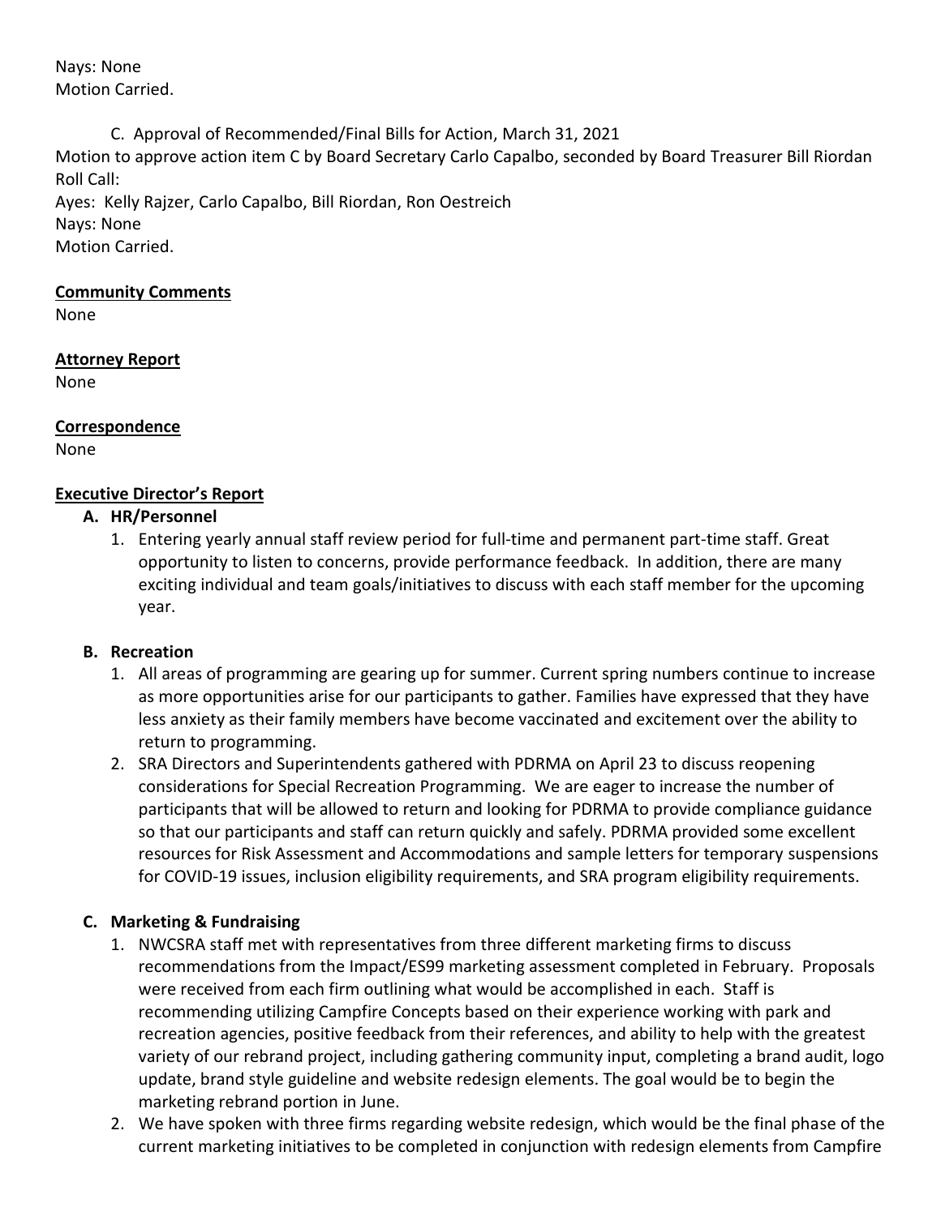Nays: None
Motion Carried.

C. Approval of Recommended/Final Bills for Action, March 31, 2021

Motion to approve action item C by Board Secretary Carlo Capalbo, seconded by Board Treasurer Bill Riordan
Roll Call:
Ayes: Kelly Rajzer, Carlo Capalbo, Bill Riordan, Ron Oestreich
Nays: None
Motion Carried.

**Community Comments**

None

**Attorney Report**

None

**Correspondence**

None

**Executive Director's Report**

**A. HR/Personnel**

1. Entering yearly annual staff review period for full-time and permanent part-time staff. Great opportunity to listen to concerns, provide performance feedback. In addition, there are many exciting individual and team goals/initiatives to discuss with each staff member for the upcoming year.

**B. Recreation**

1. All areas of programming are gearing up for summer. Current spring numbers continue to increase as more opportunities arise for our participants to gather. Families have expressed that they have less anxiety as their family members have become vaccinated and excitement over the ability to return to programming.
2. SRA Directors and Superintendents gathered with PDRMA on April 23 to discuss reopening considerations for Special Recreation Programming. We are eager to increase the number of participants that will be allowed to return and looking for PDRMA to provide compliance guidance so that our participants and staff can return quickly and safely. PDRMA provided some excellent resources for Risk Assessment and Accommodations and sample letters for temporary suspensions for COVID-19 issues, inclusion eligibility requirements, and SRA program eligibility requirements.

**C. Marketing & Fundraising**

1. NWCSRA staff met with representatives from three different marketing firms to discuss recommendations from the Impact/ES99 marketing assessment completed in February. Proposals were received from each firm outlining what would be accomplished in each. Staff is recommending utilizing Campfire Concepts based on their experience working with park and recreation agencies, positive feedback from their references, and ability to help with the greatest variety of our rebrand project, including gathering community input, completing a brand audit, logo update, brand style guideline and website redesign elements. The goal would be to begin the marketing rebrand portion in June.
2. We have spoken with three firms regarding website redesign, which would be the final phase of the current marketing initiatives to be completed in conjunction with redesign elements from Campfire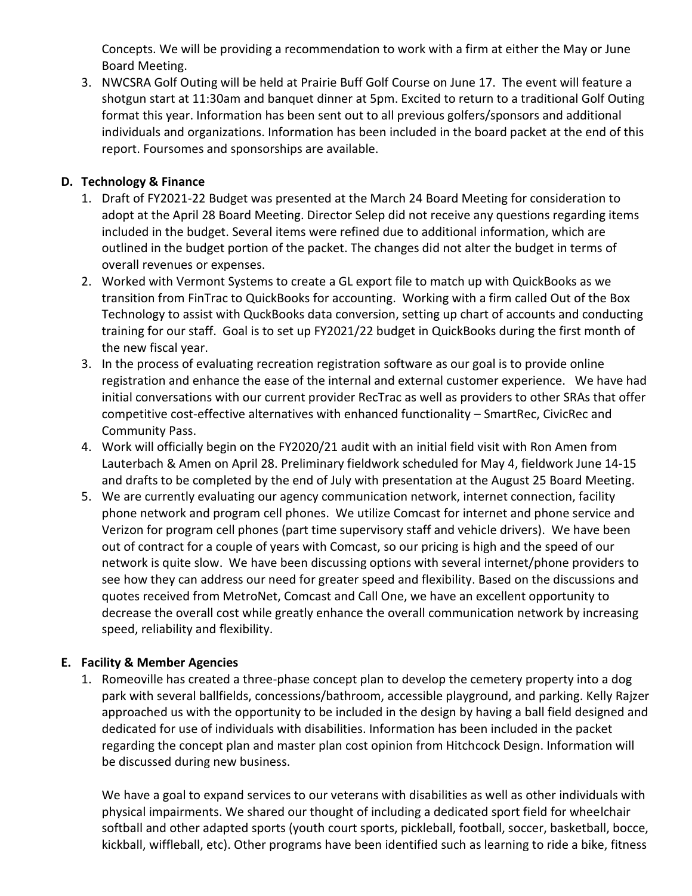Concepts. We will be providing a recommendation to work with a firm at either the May or June Board Meeting.

3. NWCSRA Golf Outing will be held at Prairie Buff Golf Course on June 17. The event will feature a shotgun start at 11:30am and banquet dinner at 5pm. Excited to return to a traditional Golf Outing format this year. Information has been sent out to all previous golfers/sponsors and additional individuals and organizations. Information has been included in the board packet at the end of this report. Foursomes and sponsorships are available.

**D. Technology & Finance**

1. Draft of FY2021-22 Budget was presented at the March 24 Board Meeting for consideration to adopt at the April 28 Board Meeting. Director Selep did not receive any questions regarding items included in the budget. Several items were refined due to additional information, which are outlined in the budget portion of the packet. The changes did not alter the budget in terms of overall revenues or expenses.
2. Worked with Vermont Systems to create a GL export file to match up with QuickBooks as we transition from FinTrac to QuickBooks for accounting. Working with a firm called Out of the Box Technology to assist with QuckBooks data conversion, setting up chart of accounts and conducting training for our staff. Goal is to set up FY2021/22 budget in QuickBooks during the first month of the new fiscal year.
3. In the process of evaluating recreation registration software as our goal is to provide online registration and enhance the ease of the internal and external customer experience. We have had initial conversations with our current provider RecTrac as well as providers to other SRAs that offer competitive cost-effective alternatives with enhanced functionality – SmartRec, CivicRec and Community Pass.
4. Work will officially begin on the FY2020/21 audit with an initial field visit with Ron Amen from Lauterbach & Amen on April 28. Preliminary fieldwork scheduled for May 4, fieldwork June 14-15 and drafts to be completed by the end of July with presentation at the August 25 Board Meeting.
5. We are currently evaluating our agency communication network, internet connection, facility phone network and program cell phones. We utilize Comcast for internet and phone service and Verizon for program cell phones (part time supervisory staff and vehicle drivers). We have been out of contract for a couple of years with Comcast, so our pricing is high and the speed of our network is quite slow. We have been discussing options with several internet/phone providers to see how they can address our need for greater speed and flexibility. Based on the discussions and quotes received from MetroNet, Comcast and Call One, we have an excellent opportunity to decrease the overall cost while greatly enhance the overall communication network by increasing speed, reliability and flexibility.

**E. Facility & Member Agencies**

1. Romeoville has created a three-phase concept plan to develop the cemetery property into a dog park with several ballfields, concessions/bathroom, accessible playground, and parking. Kelly Rajzer approached us with the opportunity to be included in the design by having a ball field designed and dedicated for use of individuals with disabilities. Information has been included in the packet regarding the concept plan and master plan cost opinion from Hitchcock Design. Information will be discussed during new business.

   We have a goal to expand services to our veterans with disabilities as well as other individuals with physical impairments. We shared our thought of including a dedicated sport field for wheelchair softball and other adapted sports (youth court sports, pickleball, football, soccer, basketball, bocce, kickball, wiffleball, etc). Other programs have been identified such as learning to ride a bike, fitness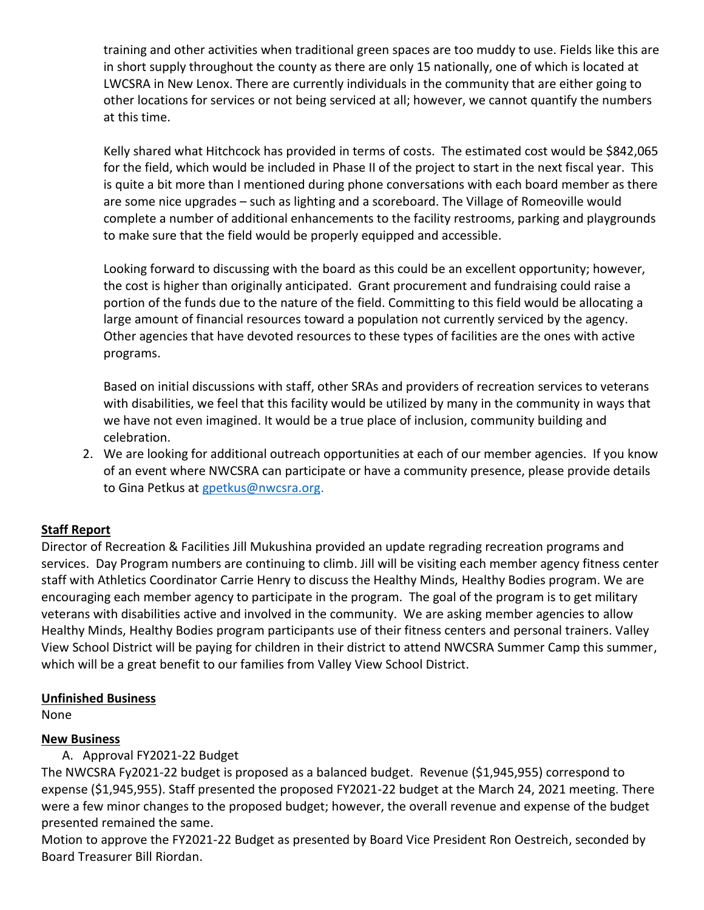training and other activities when traditional green spaces are too muddy to use. Fields like this are in short supply throughout the county as there are only 15 nationally, one of which is located at LWCSRA in New Lenox. There are currently individuals in the community that are either going to other locations for services or not being serviced at all; however, we cannot quantify the numbers at this time.

Kelly shared what Hitchcock has provided in terms of costs. The estimated cost would be $842,065 for the field, which would be included in Phase II of the project to start in the next fiscal year. This is quite a bit more than I mentioned during phone conversations with each board member as there are some nice upgrades – such as lighting and a scoreboard. The Village of Romeoville would complete a number of additional enhancements to the facility restrooms, parking and playgrounds to make sure that the field would be properly equipped and accessible.

Looking forward to discussing with the board as this could be an excellent opportunity; however, the cost is higher than originally anticipated. Grant procurement and fundraising could raise a portion of the funds due to the nature of the field. Committing to this field would be allocating a large amount of financial resources toward a population not currently serviced by the agency. Other agencies that have devoted resources to these types of facilities are the ones with active programs.

Based on initial discussions with staff, other SRAs and providers of recreation services to veterans with disabilities, we feel that this facility would be utilized by many in the community in ways that we have not even imagined. It would be a true place of inclusion, community building and celebration.

2. We are looking for additional outreach opportunities at each of our member agencies. If you know of an event where NWCSRA can participate or have a community presence, please provide details to Gina Petkus at gpetkus@nwcsra.org.

**Staff Report**

Director of Recreation & Facilities Jill Mukushina provided an update regrading recreation programs and services. Day Program numbers are continuing to climb. Jill will be visiting each member agency fitness center staff with Athletics Coordinator Carrie Henry to discuss the Healthy Minds, Healthy Bodies program. We are encouraging each member agency to participate in the program. The goal of the program is to get military veterans with disabilities active and involved in the community. We are asking member agencies to allow Healthy Minds, Healthy Bodies program participants use of their fitness centers and personal trainers. Valley View School District will be paying for children in their district to attend NWCSRA Summer Camp this summer, which will be a great benefit to our families from Valley View School District.

**Unfinished Business**

None

**New Business**

A. Approval FY2021-22 Budget

The NWCSRA Fy2021-22 budget is proposed as a balanced budget. Revenue ($1,945,955) correspond to expense ($1,945,955). Staff presented the proposed FY2021-22 budget at the March 24, 2021 meeting. There were a few minor changes to the proposed budget; however, the overall revenue and expense of the budget presented remained the same.

Motion to approve the FY2021-22 Budget as presented by Board Vice President Ron Oestreich, seconded by Board Treasurer Bill Riordan.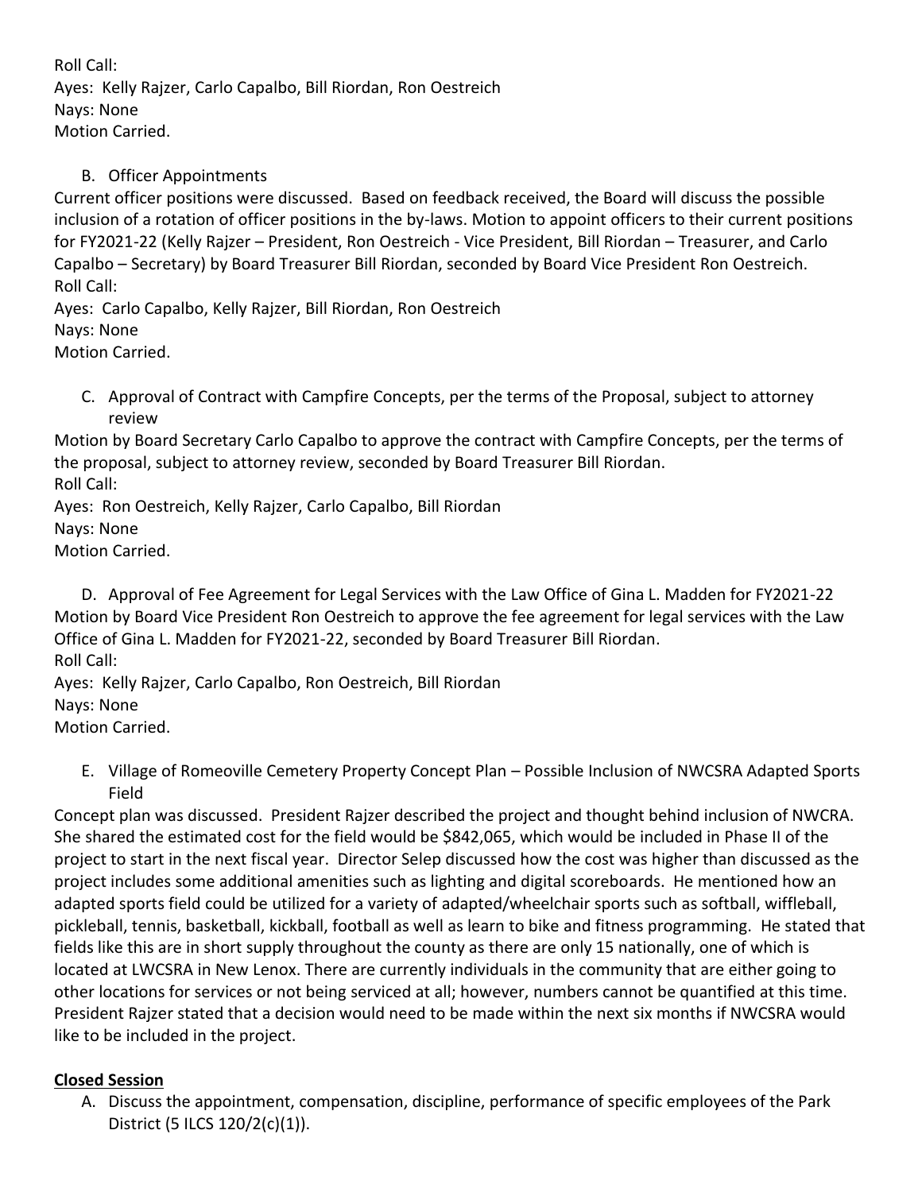Roll Call:
Ayes: Kelly Rajzer, Carlo Capalbo, Bill Riordan, Ron Oestreich
Nays: None
Motion Carried.

B. Officer Appointments

Current officer positions were discussed. Based on feedback received, the Board will discuss the possible inclusion of a rotation of officer positions in the by-laws. Motion to appoint officers to their current positions for FY2021-22 (Kelly Rajzer – President, Ron Oestreich - Vice President, Bill Riordan – Treasurer, and Carlo Capalbo – Secretary) by Board Treasurer Bill Riordan, seconded by Board Vice President Ron Oestreich.
Roll Call:
Ayes: Carlo Capalbo, Kelly Rajzer, Bill Riordan, Ron Oestreich
Nays: None
Motion Carried.

C. Approval of Contract with Campfire Concepts, per the terms of the Proposal, subject to attorney review

Motion by Board Secretary Carlo Capalbo to approve the contract with Campfire Concepts, per the terms of the proposal, subject to attorney review, seconded by Board Treasurer Bill Riordan.
Roll Call:
Ayes: Ron Oestreich, Kelly Rajzer, Carlo Capalbo, Bill Riordan
Nays: None
Motion Carried.

D. Approval of Fee Agreement for Legal Services with the Law Office of Gina L. Madden for FY2021-22

Motion by Board Vice President Ron Oestreich to approve the fee agreement for legal services with the Law Office of Gina L. Madden for FY2021-22, seconded by Board Treasurer Bill Riordan.
Roll Call:
Ayes: Kelly Rajzer, Carlo Capalbo, Ron Oestreich, Bill Riordan
Nays: None
Motion Carried.

E. Village of Romeoville Cemetery Property Concept Plan – Possible Inclusion of NWCSRA Adapted Sports Field

Concept plan was discussed. President Rajzer described the project and thought behind inclusion of NWCRA. She shared the estimated cost for the field would be $842,065, which would be included in Phase II of the project to start in the next fiscal year. Director Selep discussed how the cost was higher than discussed as the project includes some additional amenities such as lighting and digital scoreboards. He mentioned how an adapted sports field could be utilized for a variety of adapted/wheelchair sports such as softball, wiffleball, pickleball, tennis, basketball, kickball, football as well as learn to bike and fitness programming. He stated that fields like this are in short supply throughout the county as there are only 15 nationally, one of which is located at LWCSRA in New Lenox. There are currently individuals in the community that are either going to other locations for services or not being serviced at all; however, numbers cannot be quantified at this time. President Rajzer stated that a decision would need to be made within the next six months if NWCSRA would like to be included in the project.

**Closed Session**

A. Discuss the appointment, compensation, discipline, performance of specific employees of the Park District (5 ILCS 120/2(c)(1)).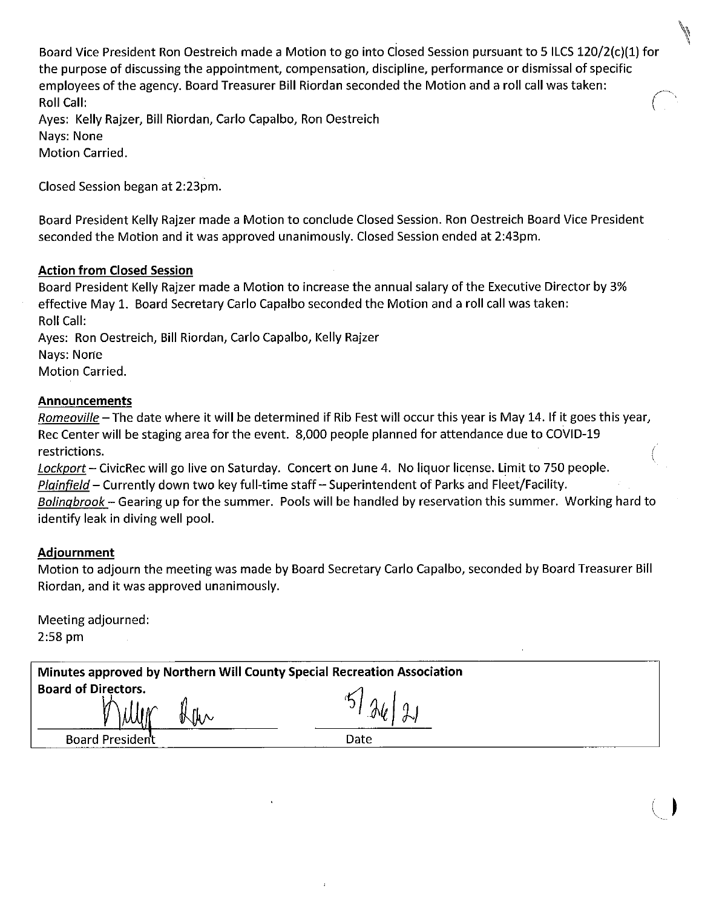Board Vice President Ron Oestreich made a Motion to go into Closed Session pursuant to 5 ILCS 120/2(c)(1) for the purpose of discussing the appointment, compensation, discipline, performance or dismissal of specific employees of the agency. Board Treasurer Bill Riordan seconded the Motion and a roll call was taken:
Roll Call:
Ayes: Kelly Rajzer, Bill Riordan, Carlo Capalbo, Ron Oestreich
Nays: None
Motion Carried.

Closed Session began at 2:23pm.

Board President Kelly Rajzer made a Motion to conclude Closed Session. Ron Oestreich Board Vice President seconded the Motion and it was approved unanimously. Closed Session ended at 2:43pm.

**Action from Closed Session**

Board President Kelly Rajzer made a Motion to increase the annual salary of the Executive Director by 3% effective May 1. Board Secretary Carlo Capalbo seconded the Motion and a roll call was taken:
Roll Call:
Ayes: Ron Oestreich, Bill Riordan, Carlo Capalbo, Kelly Rajzer
Nays: None
Motion Carried.

**Announcements**

*Romeoville* – The date where it will be determined if Rib Fest will occur this year is May 14. If it goes this year, Rec Center will be staging area for the event. 8,000 people planned for attendance due to COVID-19 restrictions.
*Lockport* – CivicRec will go live on Saturday. Concert on June 4. No liquor license. Limit to 750 people.
*Plainfield* – Currently down two key full-time staff – Superintendent of Parks and Fleet/Facility.
*Bolingbrook* – Gearing up for the summer. Pools will be handled by reservation this summer. Working hard to identify leak in diving well pool.

**Adjournment**

Motion to adjourn the meeting was made by Board Secretary Carlo Capalbo, seconded by Board Treasurer Bill Riordan, and it was approved unanimously.

Meeting adjourned:
2:58 pm

**Minutes approved by Northern Will County Special Recreation Association Board of Directors.**

Kelly Raj 5/26/21

Board President Date